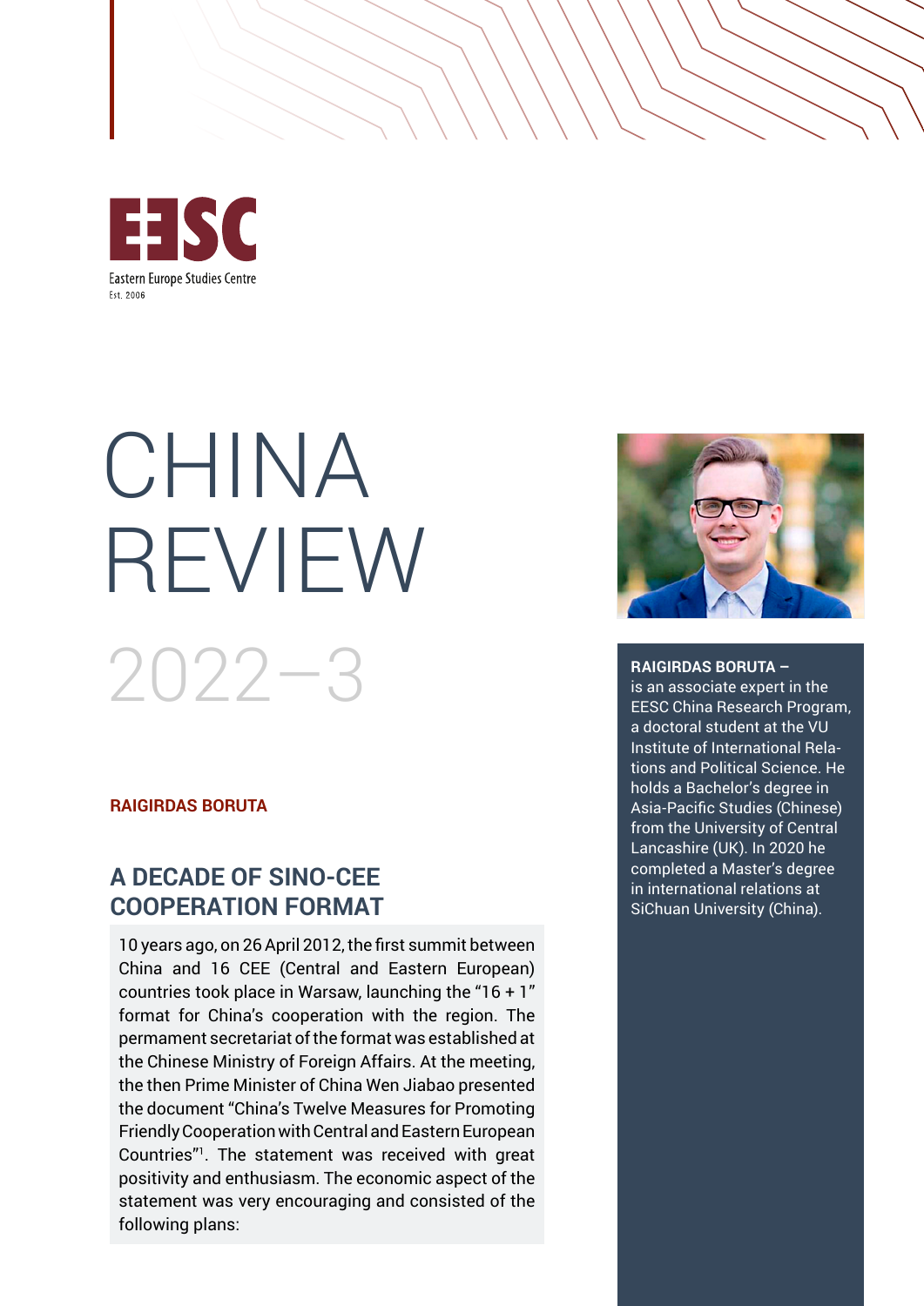EESC

Eastern Europe Studies Centre

Est. 2006

# CHINA REVIEW 2022–3

**RAIGIRDAS BORUTA**

## A DECADE OF SINO-CEE COOPERATION FORMAT

10 years ago, on 26 April 2012, the first summit between China and 16 CEE (Central and Eastern European) countries took place in Warsaw, launching the “16 + 1” format for China’s cooperation with the region. The permament secretariat of the format was established at the Chinese Ministry of Foreign Affairs. At the meeting, the then Prime Minister of China Wen Jiabao presented the document “China’s Twelve Measures for Promoting Friendly Cooperation with Central and Eastern European Countries”[1]. The statement was received with great positivity and enthusiasm. The economic aspect of the statement was very encouraging and consisted of the following plans:

**RAIGIRDAS BORUTA –** is an associate expert in the EESC China Research Program, a doctoral student at the VU Institute of International Relations and Political Science. He holds a Bachelor’s degree in Asia-Pacific Studies (Chinese) from the University of Central Lancashire (UK). In 2020 he completed a Master’s degree in international relations at SiChuan University (China).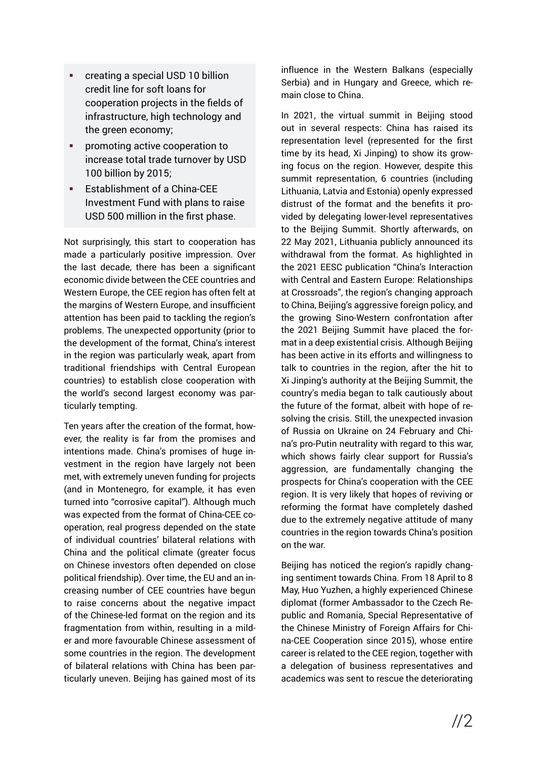- creating a special USD 10 billion credit line for soft loans for cooperation projects in the fields of infrastructure, high technology and the green economy;
- promoting active cooperation to increase total trade turnover by USD 100 billion by 2015;
- Establishment of a China-CEE Investment Fund with plans to raise USD 500 million in the first phase.

Not surprisingly, this start to cooperation has made a particularly positive impression. Over the last decade, there has been a significant economic divide between the CEE countries and Western Europe, the CEE region has often felt at the margins of Western Europe, and insufficient attention has been paid to tackling the region's problems. The unexpected opportunity (prior to the development of the format, China's interest in the region was particularly weak, apart from traditional friendships with Central European countries) to establish close cooperation with the world's second largest economy was particularly tempting.

Ten years after the creation of the format, however, the reality is far from the promises and intentions made. China's promises of huge investment in the region have largely not been met, with extremely uneven funding for projects (and in Montenegro, for example, it has even turned into "corrosive capital"). Although much was expected from the format of China-CEE cooperation, real progress depended on the state of individual countries' bilateral relations with China and the political climate (greater focus on Chinese investors often depended on close political friendship). Over time, the EU and an increasing number of CEE countries have begun to raise concerns about the negative impact of the Chinese-led format on the region and its fragmentation from within, resulting in a milder and more favourable Chinese assessment of some countries in the region. The development of bilateral relations with China has been particularly uneven. Beijing has gained most of its influence in the Western Balkans (especially Serbia) and in Hungary and Greece, which remain close to China.

In 2021, the virtual summit in Beijing stood out in several respects: China has raised its representation level (represented for the first time by its head, Xi Jinping) to show its growing focus on the region. However, despite this summit representation, 6 countries (including Lithuania, Latvia and Estonia) openly expressed distrust of the format and the benefits it provided by delegating lower-level representatives to the Beijing Summit. Shortly afterwards, on 22 May 2021, Lithuania publicly announced its withdrawal from the format. As highlighted in the 2021 EESC publication "China's Interaction with Central and Eastern Europe: Relationships at Crossroads", the region's changing approach to China, Beijing's aggressive foreign policy, and the growing Sino-Western confrontation after the 2021 Beijing Summit have placed the format in a deep existential crisis. Although Beijing has been active in its efforts and willingness to talk to countries in the region, after the hit to Xi Jinping's authority at the Beijing Summit, the country's media began to talk cautiously about the future of the format, albeit with hope of resolving the crisis. Still, the unexpected invasion of Russia on Ukraine on 24 February and China's pro-Putin neutrality with regard to this war, which shows fairly clear support for Russia's aggression, are fundamentally changing the prospects for China's cooperation with the CEE region. It is very likely that hopes of reviving or reforming the format have completely dashed due to the extremely negative attitude of many countries in the region towards China's position on the war.

Beijing has noticed the region's rapidly changing sentiment towards China. From 18 April to 8 May, Huo Yuzhen, a highly experienced Chinese diplomat (former Ambassador to the Czech Republic and Romania, Special Representative of the Chinese Ministry of Foreign Affairs for China-CEE Cooperation since 2015), whose entire career is related to the CEE region, together with a delegation of business representatives and academics was sent to rescue the deteriorating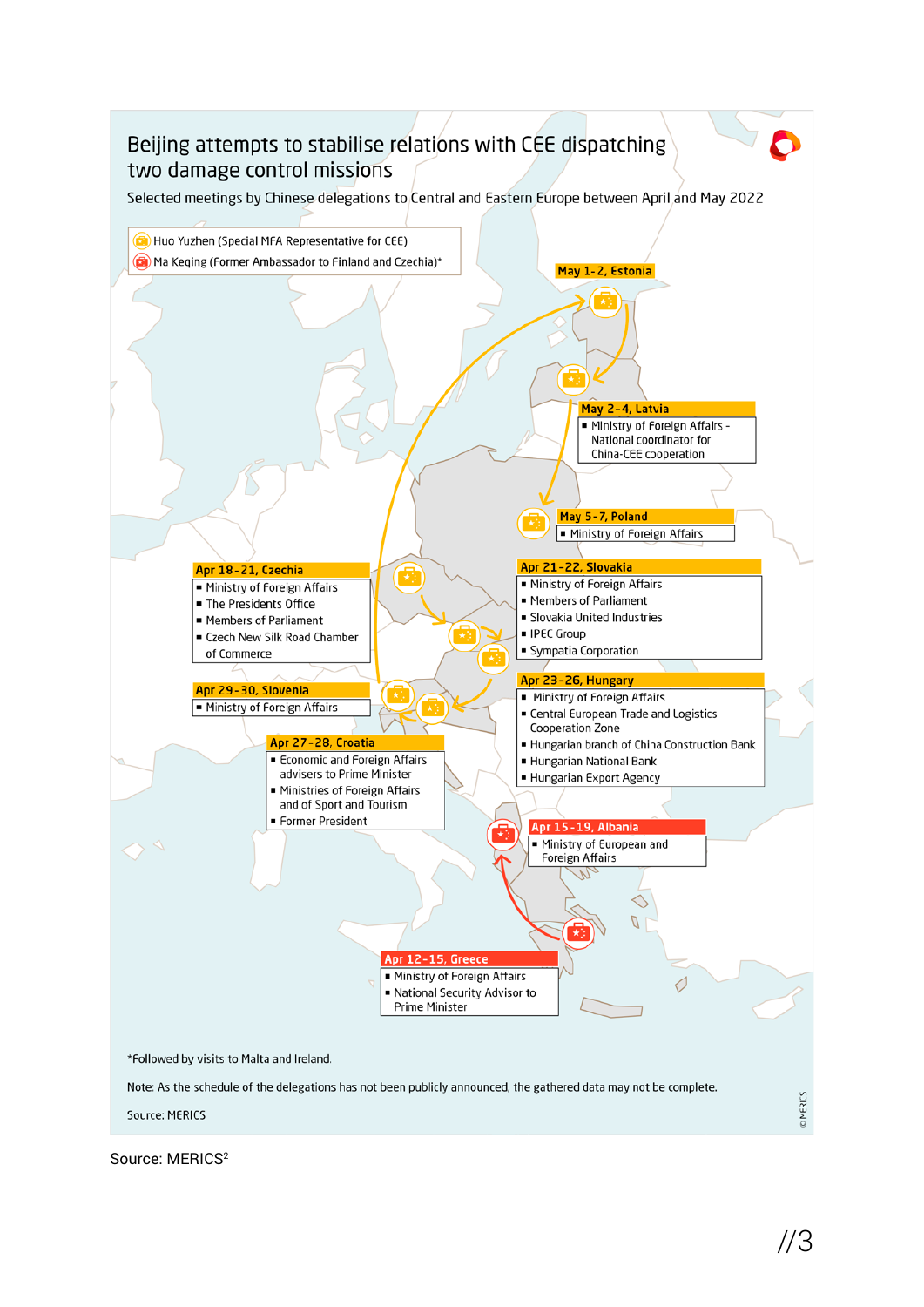# Beijing attempts to stabilise relations with CEE dispatching two damage control missions

Selected meetings by Chinese delegations to Central and Eastern Europe between April and May 2022

- Huo Yuzhen (Special MFA Representative for CEE)
- Ma Keqing (Former Ambassador to Finland and Czechia)*

**May 1-2, Estonia**

**May 2-4, Latvia**
- Ministry of Foreign Affairs - National coordinator for China-CEE cooperation

**May 5-7, Poland**
- Ministry of Foreign Affairs

**Apr 18-21, Czechia**
- Ministry of Foreign Affairs
- The Presidents Office
- Members of Parliament
- Czech New Silk Road Chamber of Commerce

**Apr 21-22, Slovakia**
- Ministry of Foreign Affairs
- Members of Parliament
- Slovakia United Industries
- IPEC Group
- Sympatia Corporation

**Apr 29-30, Slovenia**
- Ministry of Foreign Affairs

**Apr 23-26, Hungary**
- Ministry of Foreign Affairs
- Central European Trade and Logistics Cooperation Zone
- Hungarian branch of China Construction Bank
- Hungarian National Bank
- Hungarian Export Agency

**Apr 27-28, Croatia**
- Economic and Foreign Affairs advisers to Prime Minister
- Ministries of Foreign Affairs and of Sport and Tourism
- Former President

**Apr 15-19, Albania**
- Ministry of European and Foreign Affairs

**Apr 12-15, Greece**
- Ministry of Foreign Affairs
- National Security Advisor to Prime Minister

*Followed by visits to Malta and Ireland.

Note: As the schedule of the delegations has not been publicly announced, the gathered data may not be complete.

Source: MERICS

Source: MERICS[2]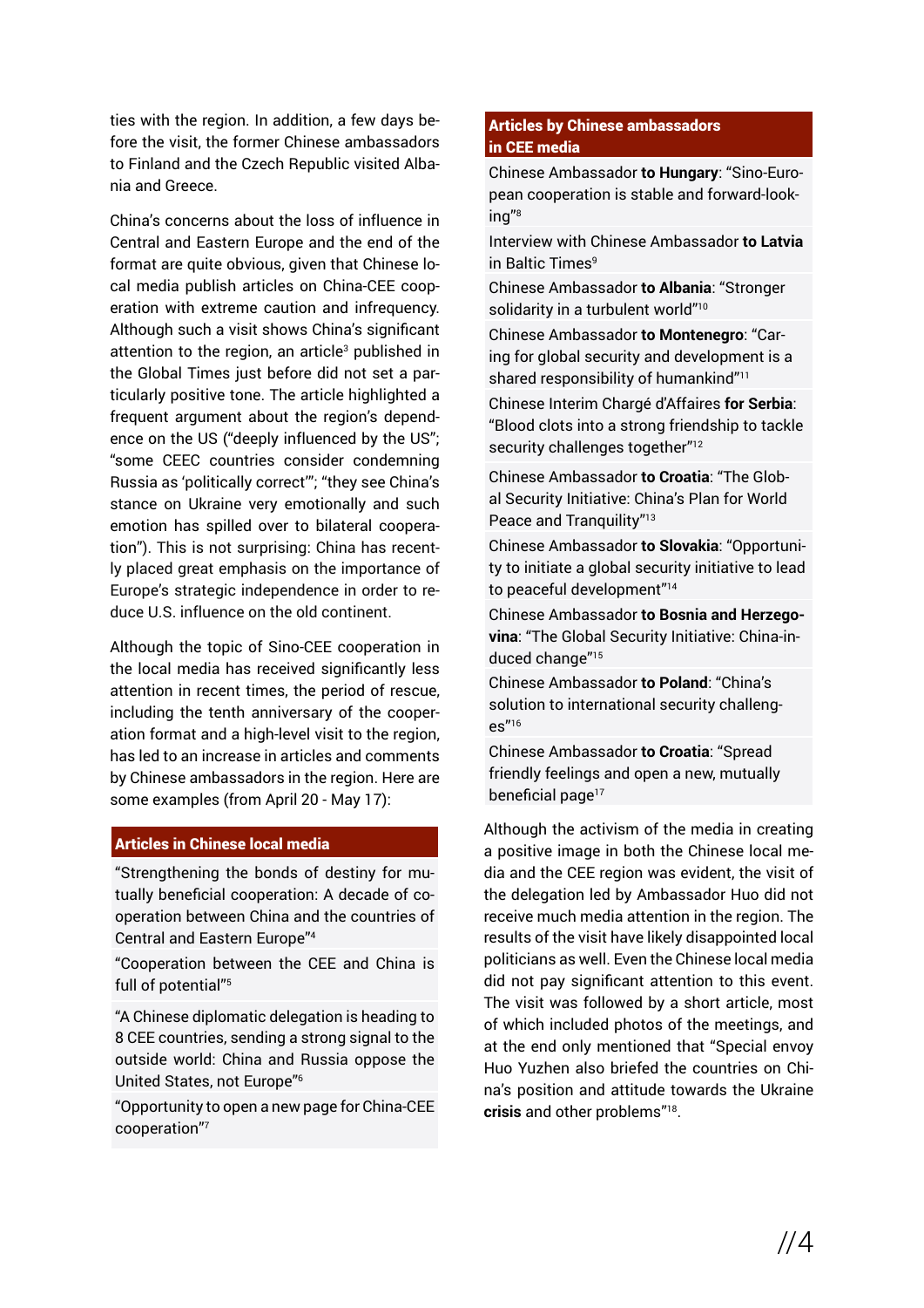ties with the region. In addition, a few days before the visit, the former Chinese ambassadors to Finland and the Czech Republic visited Albania and Greece.

China's concerns about the loss of influence in Central and Eastern Europe and the end of the format are quite obvious, given that Chinese local media publish articles on China-CEE cooperation with extreme caution and infrequency. Although such a visit shows China's significant attention to the region, an article[3] published in the Global Times just before did not set a particularly positive tone. The article highlighted a frequent argument about the region's dependence on the US ("deeply influenced by the US"; "some CEEC countries consider condemning Russia as 'politically correct'"; "they see China's stance on Ukraine very emotionally and such emotion has spilled over to bilateral cooperation"). This is not surprising: China has recently placed great emphasis on the importance of Europe's strategic independence in order to reduce U.S. influence on the old continent.

Although the topic of Sino-CEE cooperation in the local media has received significantly less attention in recent times, the period of rescue, including the tenth anniversary of the cooperation format and a high-level visit to the region, has led to an increase in articles and comments by Chinese ambassadors in the region. Here are some examples (from April 20 - May 17):

| **Articles in Chinese local media** |
| --- |
| "Strengthening the bonds of destiny for mutually beneficial cooperation: A decade of cooperation between China and the countries of Central and Eastern Europe"[4] |
| "Cooperation between the CEE and China is full of potential"[5] |
| "A Chinese diplomatic delegation is heading to 8 CEE countries, sending a strong signal to the outside world: China and Russia oppose the United States, not Europe"[6] |
| "Opportunity to open a new page for China-CEE cooperation"[7] |

| **Articles by Chinese ambassadors in CEE media** |
| --- |
| Chinese Ambassador **to Hungary**: "Sino-European cooperation is stable and forward-looking"[8] |
| Interview with Chinese Ambassador **to Latvia** in Baltic Times[9] |
| Chinese Ambassador **to Albania**: "Stronger solidarity in a turbulent world"[10] |
| Chinese Ambassador **to Montenegro**: "Caring for global security and development is a shared responsibility of humankind"[11] |
| Chinese Interim Chargé d'Affaires **for Serbia**: "Blood clots into a strong friendship to tackle security challenges together"[12] |
| Chinese Ambassador **to Croatia**: "The Global Security Initiative: China's Plan for World Peace and Tranquility"[13] |
| Chinese Ambassador **to Slovakia**: "Opportunity to initiate a global security initiative to lead to peaceful development"[14] |
| Chinese Ambassador **to Bosnia and Herzegovina**: "The Global Security Initiative: China-induced change"[15] |
| Chinese Ambassador **to Poland**: "China's solution to international security challenges"[16] |
| Chinese Ambassador **to Croatia**: "Spread friendly feelings and open a new, mutually beneficial page[17] |

Although the activism of the media in creating a positive image in both the Chinese local media and the CEE region was evident, the visit of the delegation led by Ambassador Huo did not receive much media attention in the region. The results of the visit have likely disappointed local politicians as well. Even the Chinese local media did not pay significant attention to this event. The visit was followed by a short article, most of which included photos of the meetings, and at the end only mentioned that "Special envoy Huo Yuzhen also briefed the countries on China's position and attitude towards the Ukraine **crisis** and other problems"[18].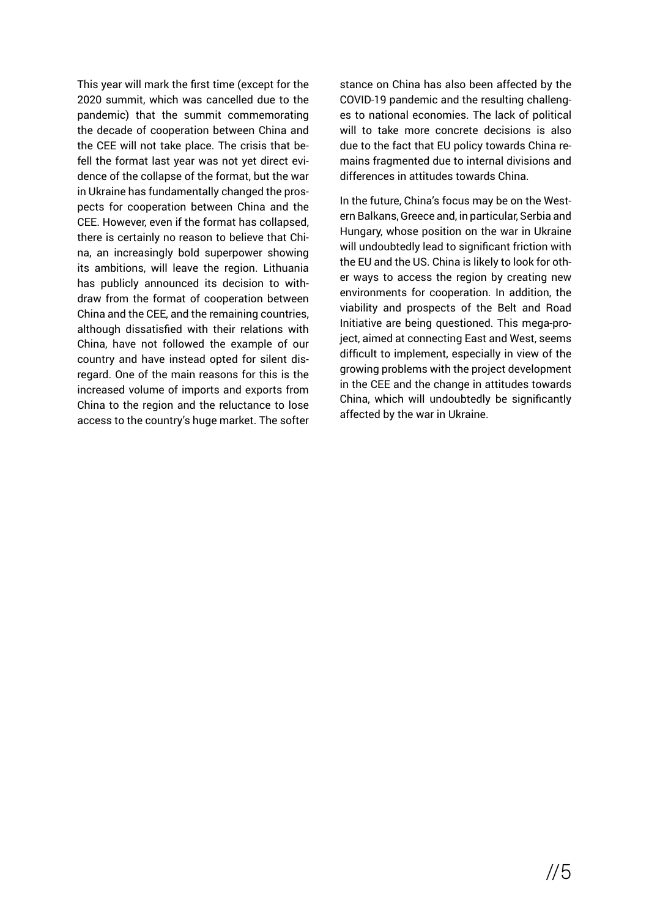This year will mark the first time (except for the 2020 summit, which was cancelled due to the pandemic) that the summit commemorating the decade of cooperation between China and the CEE will not take place. The crisis that befell the format last year was not yet direct evidence of the collapse of the format, but the war in Ukraine has fundamentally changed the prospects for cooperation between China and the CEE. However, even if the format has collapsed, there is certainly no reason to believe that China, an increasingly bold superpower showing its ambitions, will leave the region. Lithuania has publicly announced its decision to withdraw from the format of cooperation between China and the CEE, and the remaining countries, although dissatisfied with their relations with China, have not followed the example of our country and have instead opted for silent disregard. One of the main reasons for this is the increased volume of imports and exports from China to the region and the reluctance to lose access to the country's huge market. The softer stance on China has also been affected by the COVID-19 pandemic and the resulting challenges to national economies. The lack of political will to take more concrete decisions is also due to the fact that EU policy towards China remains fragmented due to internal divisions and differences in attitudes towards China.

In the future, China's focus may be on the Western Balkans, Greece and, in particular, Serbia and Hungary, whose position on the war in Ukraine will undoubtedly lead to significant friction with the EU and the US. China is likely to look for other ways to access the region by creating new environments for cooperation. In addition, the viability and prospects of the Belt and Road Initiative are being questioned. This mega-project, aimed at connecting East and West, seems difficult to implement, especially in view of the growing problems with the project development in the CEE and the change in attitudes towards China, which will undoubtedly be significantly affected by the war in Ukraine.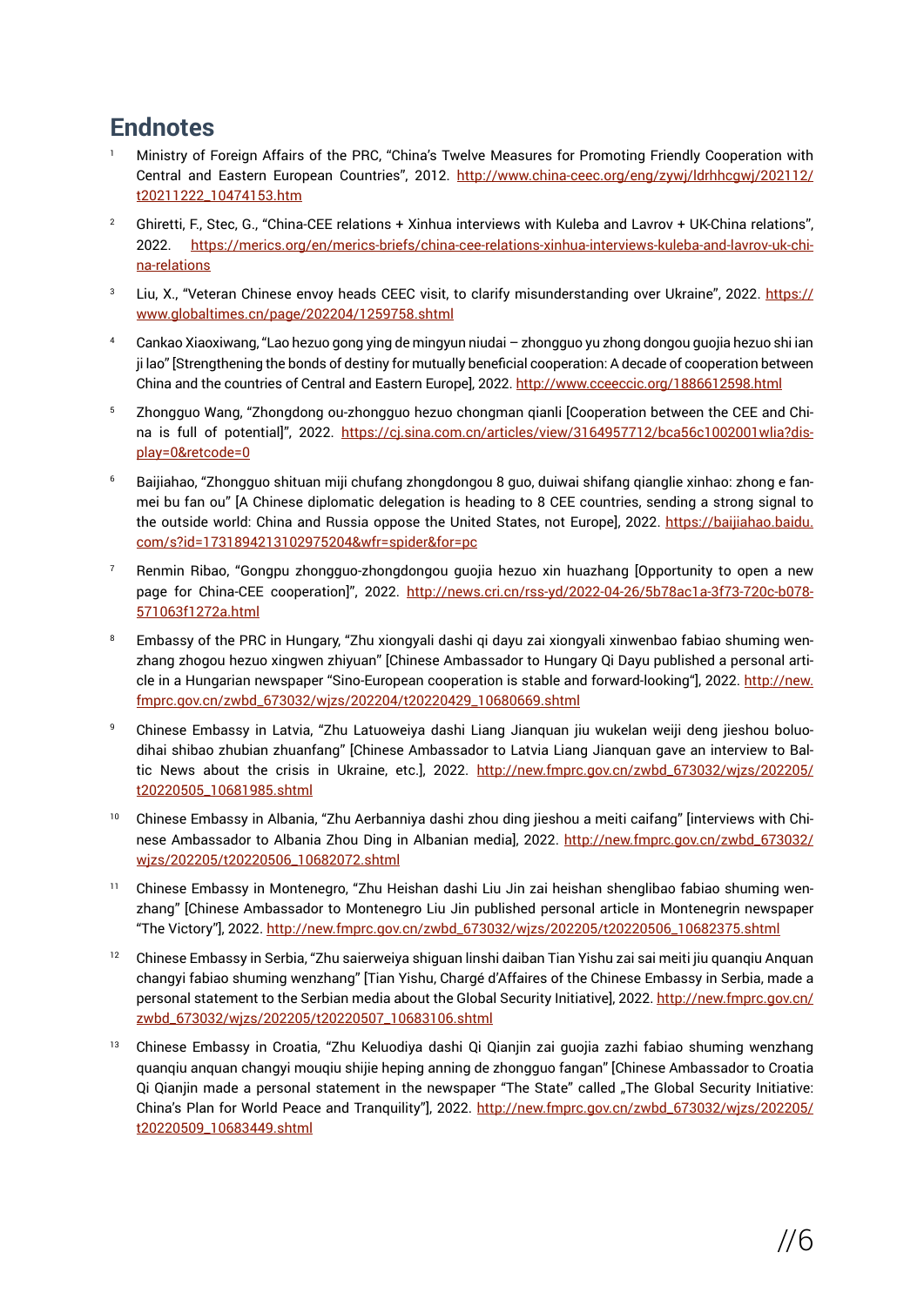## Endnotes

1. Ministry of Foreign Affairs of the PRC, "China's Twelve Measures for Promoting Friendly Cooperation with Central and Eastern European Countries", 2012. http://www.china-ceec.org/eng/zywj/ldrhhcgwj/202112/t20211222_10474153.htm

2. Ghiretti, F., Stec, G., "China-CEE relations + Xinhua interviews with Kuleba and Lavrov + UK-China relations", 2022. https://merics.org/en/merics-briefs/china-cee-relations-xinhua-interviews-kuleba-and-lavrov-uk-china-relations

3. Liu, X., "Veteran Chinese envoy heads CEEC visit, to clarify misunderstanding over Ukraine", 2022. https://www.globaltimes.cn/page/202204/1259758.shtml

4. Cankao Xiaoxiwang, "Lao hezuo gong ying de mingyun niudai – zhongguo yu zhong dongou guojia hezuo shi ian ji lao" [Strengthening the bonds of destiny for mutually beneficial cooperation: A decade of cooperation between China and the countries of Central and Eastern Europe], 2022. http://www.cceeccic.org/1886612598.html

5. Zhongguo Wang, "Zhongdong ou-zhongguo hezuo chongman qianli [Cooperation between the CEE and China is full of potential]", 2022. https://cj.sina.com.cn/articles/view/3164957712/bca56c1002001wlia?display=0&retcode=0

6. Baijiahao, "Zhongguo shituan miji chufang zhongdongou 8 guo, duiwai shifang qianglie xinhao: zhong e fanmei bu fan ou" [A Chinese diplomatic delegation is heading to 8 CEE countries, sending a strong signal to the outside world: China and Russia oppose the United States, not Europe], 2022. https://baijiahao.baidu.com/s?id=1731894213102975204&wfr=spider&for=pc

7. Renmin Ribao, "Gongpu zhongguo-zhongdongou guojia hezuo xin huazhang [Opportunity to open a new page for China-CEE cooperation]", 2022. http://news.cri.cn/rss-yd/2022-04-26/5b78ac1a-3f73-720c-b078-571063f1272a.html

8. Embassy of the PRC in Hungary, "Zhu xiongyali dashi qi dayu zai xiongyali xinwenbao fabiao shuming wenzhang zhogou hezuo xingwen zhiyuan" [Chinese Ambassador to Hungary Qi Dayu published a personal article in a Hungarian newspaper "Sino-European cooperation is stable and forward-looking"], 2022. http://new.fmprc.gov.cn/zwbd_673032/wjzs/202204/t20220429_10680669.shtml

9. Chinese Embassy in Latvia, "Zhu Latuoweiya dashi Liang Jianquan jiu wukelan weiji deng jieshou boluodihai shibao zhubian zhuanfang" [Chinese Ambassador to Latvia Liang Jianquan gave an interview to Baltic News about the crisis in Ukraine, etc.], 2022. http://new.fmprc.gov.cn/zwbd_673032/wjzs/202205/t20220505_10681985.shtml

10. Chinese Embassy in Albania, "Zhu Aerbanniya dashi zhou ding jieshou a meiti caifang" [interviews with Chinese Ambassador to Albania Zhou Ding in Albanian media], 2022. http://new.fmprc.gov.cn/zwbd_673032/wjzs/202205/t20220506_10682072.shtml

11. Chinese Embassy in Montenegro, "Zhu Heishan dashi Liu Jin zai heishan shenglibao fabiao shuming wenzhang" [Chinese Ambassador to Montenegro Liu Jin published personal article in Montenegrin newspaper "The Victory"], 2022. http://new.fmprc.gov.cn/zwbd_673032/wjzs/202205/t20220506_10682375.shtml

12. Chinese Embassy in Serbia, "Zhu saierweiya shiguan linshi daiban Tian Yishu zai sai meiti jiu quanqiu Anquan changyi fabiao shuming wenzhang" [Tian Yishu, Chargé d'Affaires of the Chinese Embassy in Serbia, made a personal statement to the Serbian media about the Global Security Initiative], 2022. http://new.fmprc.gov.cn/zwbd_673032/wjzs/202205/t20220507_10683106.shtml

13. Chinese Embassy in Croatia, "Zhu Keluodiya dashi Qi Qianjin zai guojia zazhi fabiao shuming wenzhang quanqiu anquan changyi mouqiu shijie heping anning de zhongguo fangan" [Chinese Ambassador to Croatia Qi Qianjin made a personal statement in the newspaper "The State" called „The Global Security Initiative: China's Plan for World Peace and Tranquility"], 2022. http://new.fmprc.gov.cn/zwbd_673032/wjzs/202205/t20220509_10683449.shtml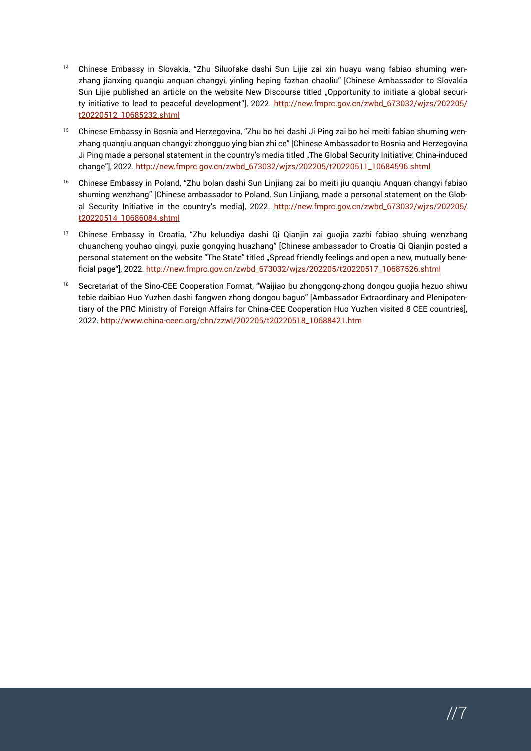[14] Chinese Embassy in Slovakia, "Zhu Siluofake dashi Sun Lijie zai xin huayu wang fabiao shuming wenzhang jianxing quanqiu anquan changyi, yinling heping fazhan chaoliu" [Chinese Ambassador to Slovakia Sun Lijie published an article on the website New Discourse titled „Opportunity to initiate a global security initiative to lead to peaceful development"], 2022. http://new.fmprc.gov.cn/zwbd_673032/wjzs/202205/t20220512_10685232.shtml

[15] Chinese Embassy in Bosnia and Herzegovina, "Zhu bo hei dashi Ji Ping zai bo hei meiti fabiao shuming wenzhang quanqiu anquan changyi: zhongguo ying bian zhi ce" [Chinese Ambassador to Bosnia and Herzegovina Ji Ping made a personal statement in the country's media titled „The Global Security Initiative: China-induced change"], 2022. http://new.fmprc.gov.cn/zwbd_673032/wjzs/202205/t20220511_10684596.shtml

[16] Chinese Embassy in Poland, "Zhu bolan dashi Sun Linjiang zai bo meiti jiu quanqiu Anquan changyi fabiao shuming wenzhang" [Chinese ambassador to Poland, Sun Linjiang, made a personal statement on the Global Security Initiative in the country's media], 2022. http://new.fmprc.gov.cn/zwbd_673032/wjzs/202205/t20220514_10686084.shtml

[17] Chinese Embassy in Croatia, "Zhu keluodiya dashi Qi Qianjin zai guojia zazhi fabiao shuing wenzhang chuancheng youhao qingyi, puxie gongying huazhang" [Chinese ambassador to Croatia Qi Qianjin posted a personal statement on the website "The State" titled „Spread friendly feelings and open a new, mutually beneficial page"], 2022. http://new.fmprc.gov.cn/zwbd_673032/wjzs/202205/t20220517_10687526.shtml

[18] Secretariat of the Sino-CEE Cooperation Format, "Waijiao bu zhonggong-zhong dongou guojia hezuo shiwu tebie daibiao Huo Yuzhen dashi fangwen zhong dongou baguo" [Ambassador Extraordinary and Plenipotentiary of the PRC Ministry of Foreign Affairs for China-CEE Cooperation Huo Yuzhen visited 8 CEE countries], 2022. http://www.china-ceec.org/chn/zzwl/202205/t20220518_10688421.htm